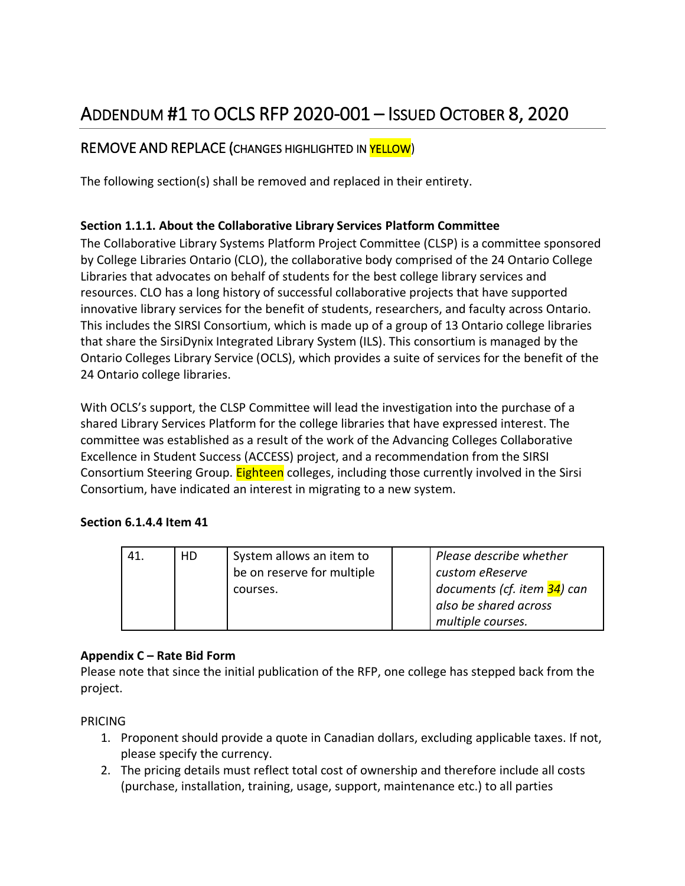# ADDENDUM #1 TO OCLS RFP 2020-001 – ISSUED OCTOBER 8, 2020

## REMOVE AND REPLACE (CHANGES HIGHLIGHTED IN YELLOW)

The following section(s) shall be removed and replaced in their entirety.

**Section 1.1.1. About the Collaborative Library Services Platform Committee**

The Collaborative Library Systems Platform Project Committee (CLSP) is a committee sponsored by College Libraries Ontario (CLO), the collaborative body comprised of the 24 Ontario College Libraries that advocates on behalf of students for the best college library services and resources. CLO has a long history of successful collaborative projects that have supported innovative library services for the benefit of students, researchers, and faculty across Ontario. This includes the SIRSI Consortium, which is made up of a group of 13 Ontario college libraries that share the SirsiDynix Integrated Library System (ILS). This consortium is managed by the Ontario Colleges Library Service (OCLS), which provides a suite of services for the benefit of the 24 Ontario college libraries.

With OCLS's support, the CLSP Committee will lead the investigation into the purchase of a shared Library Services Platform for the college libraries that have expressed interest. The committee was established as a result of the work of the Advancing Colleges Collaborative Excellence in Student Success (ACCESS) project, and a recommendation from the SIRSI Consortium Steering Group. Eighteen colleges, including those currently involved in the Sirsi Consortium, have indicated an interest in migrating to a new system.

**Section 6.1.4.4 Item 41**

| 41. | HD | System allows an item to be on reserve for multiple courses. | | *Please describe whether custom eReserve documents (cf. item 34) can also be shared across multiple courses.* |
|---|---|---|---|---|

**Appendix C – Rate Bid Form**

Please note that since the initial publication of the RFP, one college has stepped back from the project.

PRICING

1. Proponent should provide a quote in Canadian dollars, excluding applicable taxes. If not, please specify the currency.
2. The pricing details must reflect total cost of ownership and therefore include all costs (purchase, installation, training, usage, support, maintenance etc.) to all parties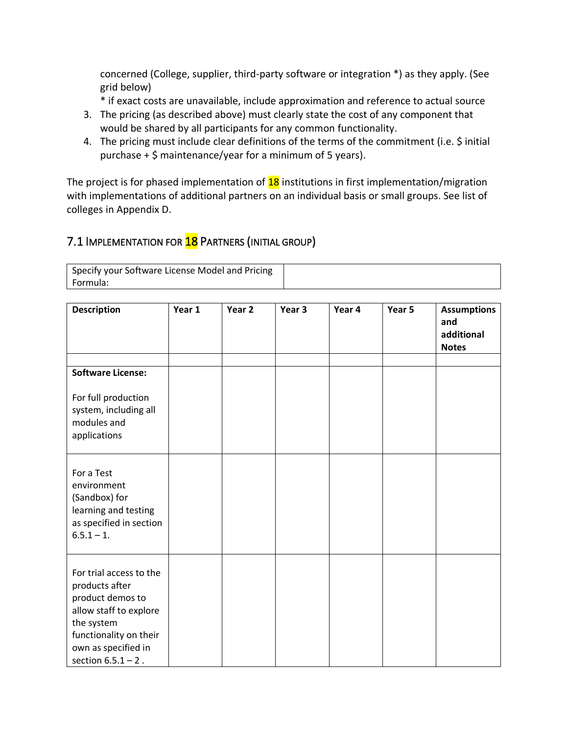concerned (College, supplier, third-party software or integration *) as they apply. (See grid below)

\* if exact costs are unavailable, include approximation and reference to actual source

3. The pricing (as described above) must clearly state the cost of any component that would be shared by all participants for any common functionality.
4. The pricing must include clear definitions of the terms of the commitment (i.e. $ initial purchase + $ maintenance/year for a minimum of 5 years).

The project is for phased implementation of 18 institutions in first implementation/migration with implementations of additional partners on an individual basis or small groups. See list of colleges in Appendix D.

## 7.1 Implementation for 18 Partners (Initial Group)

| Specify your Software License Model and Pricing Formula: | |
|---|---|

| Description | Year 1 | Year 2 | Year 3 | Year 4 | Year 5 | Assumptions and additional Notes |
|---|---|---|---|---|---|---|
| | | | | | | |
| **Software License:**<br><br>For full production system, including all modules and applications | | | | | | |
| For a Test environment (Sandbox) for learning and testing as specified in section 6.5.1 – 1. | | | | | | |
| For trial access to the products after product demos to allow staff to explore the system functionality on their own as specified in section 6.5.1 – 2 . | | | | | | |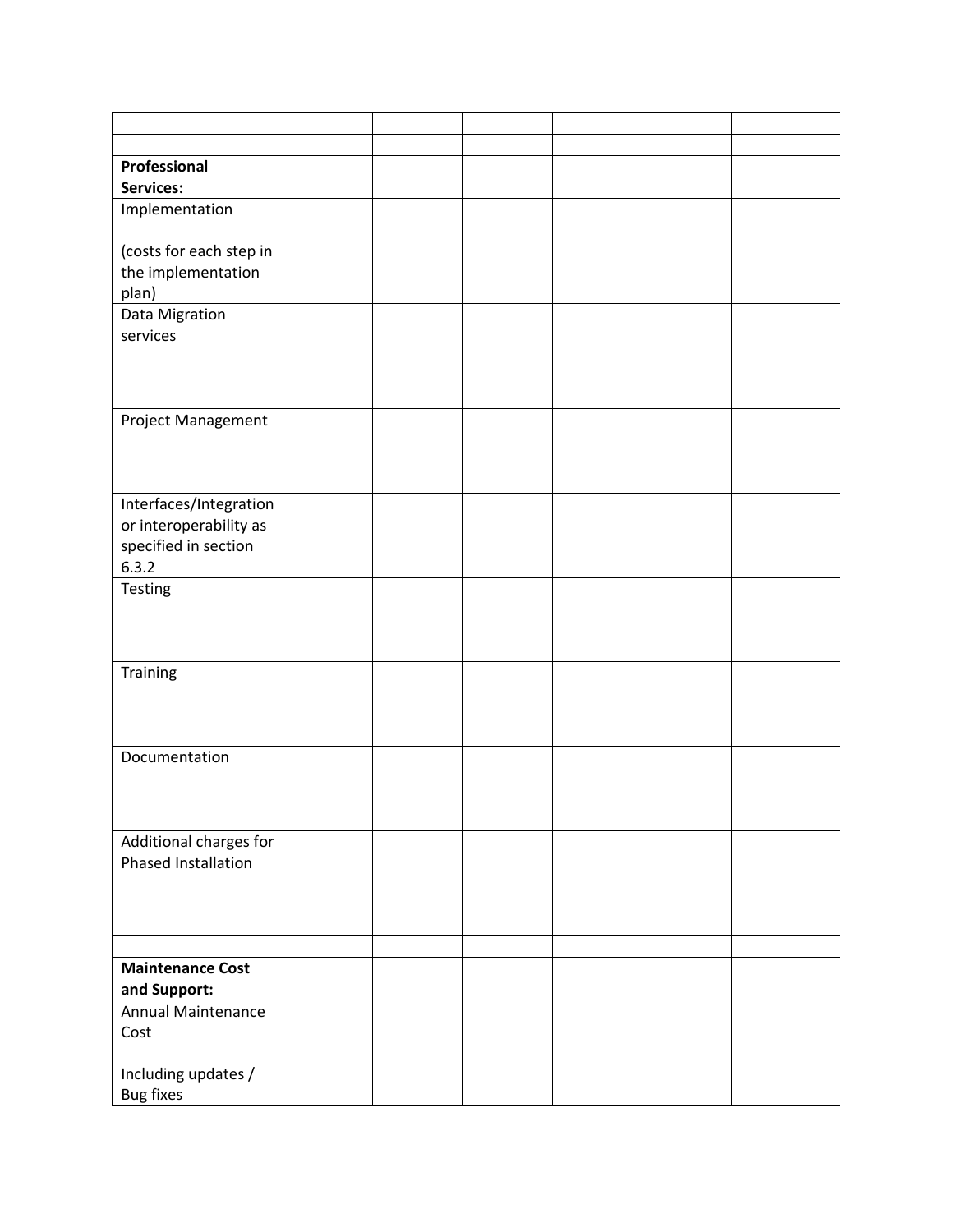| | | | | | | |
|---|---|---|---|---|---|---|
| | | | | | | |
| **Professional Services:** | | | | | | |
| Implementation<br><br>(costs for each step in the implementation plan) | | | | | | |
| Data Migration services | | | | | | |
| Project Management | | | | | | |
| Interfaces/Integration or interoperability as specified in section 6.3.2 | | | | | | |
| Testing | | | | | | |
| Training | | | | | | |
| Documentation | | | | | | |
| Additional charges for Phased Installation | | | | | | |
| | | | | | | |
| **Maintenance Cost and Support:** | | | | | | |
| Annual Maintenance Cost<br><br>Including updates / Bug fixes | | | | | | |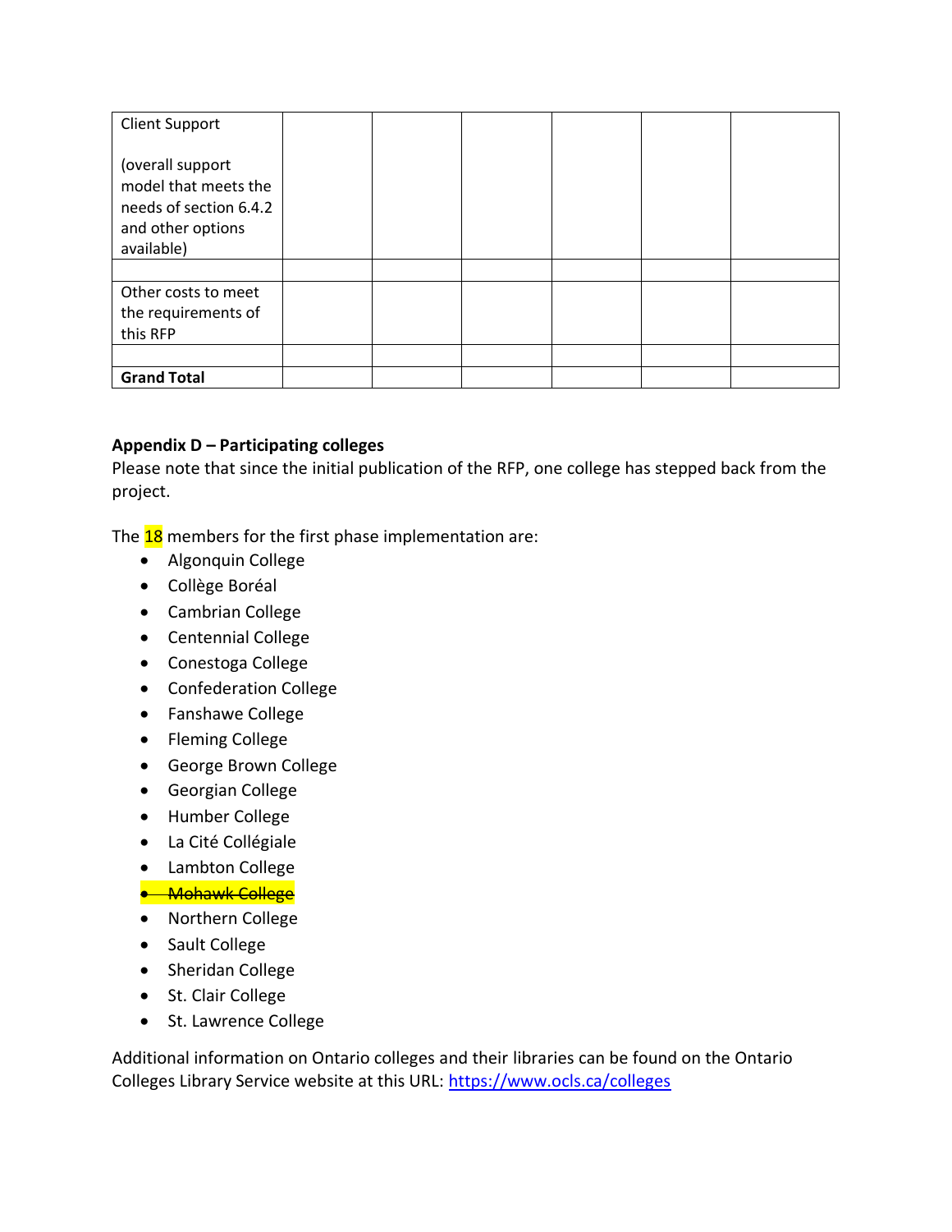| Client Support<br><br>(overall support model that meets the needs of section 6.4.2 and other options available) | | | | | | |
|---|---|---|---|---|---|---|
| | | | | | | |
| Other costs to meet the requirements of this RFP | | | | | | |
| | | | | | | |
| **Grand Total** | | | | | | |

**Appendix D – Participating colleges**

Please note that since the initial publication of the RFP, one college has stepped back from the project.

The 18 members for the first phase implementation are:

- Algonquin College
- Collège Boréal
- Cambrian College
- Centennial College
- Conestoga College
- Confederation College
- Fanshawe College
- Fleming College
- George Brown College
- Georgian College
- Humber College
- La Cité Collégiale
- Lambton College
- ~~Mohawk College~~
- Northern College
- Sault College
- Sheridan College
- St. Clair College
- St. Lawrence College

Additional information on Ontario colleges and their libraries can be found on the Ontario Colleges Library Service website at this URL: https://www.ocls.ca/colleges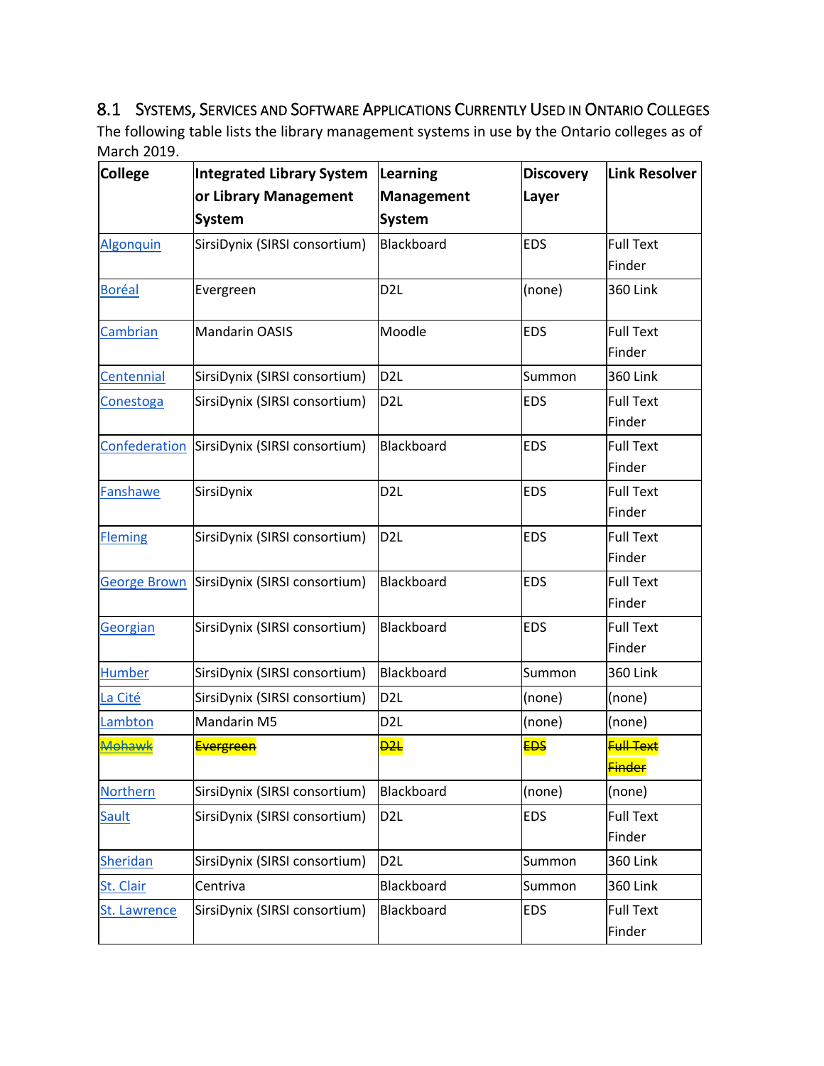## 8.1 Systems, Services and Software Applications Currently Used in Ontario Colleges

The following table lists the library management systems in use by the Ontario colleges as of March 2019.

| College | Integrated Library System or Library Management System | Learning Management System | Discovery Layer | Link Resolver |
|---|---|---|---|---|
| Algonquin | SirsiDynix (SIRSI consortium) | Blackboard | EDS | Full Text Finder |
| Boréal | Evergreen | D2L | (none) | 360 Link |
| Cambrian | Mandarin OASIS | Moodle | EDS | Full Text Finder |
| Centennial | SirsiDynix (SIRSI consortium) | D2L | Summon | 360 Link |
| Conestoga | SirsiDynix (SIRSI consortium) | D2L | EDS | Full Text Finder |
| Confederation | SirsiDynix (SIRSI consortium) | Blackboard | EDS | Full Text Finder |
| Fanshawe | SirsiDynix | D2L | EDS | Full Text Finder |
| Fleming | SirsiDynix (SIRSI consortium) | D2L | EDS | Full Text Finder |
| George Brown | SirsiDynix (SIRSI consortium) | Blackboard | EDS | Full Text Finder |
| Georgian | SirsiDynix (SIRSI consortium) | Blackboard | EDS | Full Text Finder |
| Humber | SirsiDynix (SIRSI consortium) | Blackboard | Summon | 360 Link |
| La Cité | SirsiDynix (SIRSI consortium) | D2L | (none) | (none) |
| Lambton | Mandarin M5 | D2L | (none) | (none) |
| ~~Mohawk~~ | ~~Evergreen~~ | ~~D2L~~ | ~~EDS~~ | ~~Full Text Finder~~ |
| Northern | SirsiDynix (SIRSI consortium) | Blackboard | (none) | (none) |
| Sault | SirsiDynix (SIRSI consortium) | D2L | EDS | Full Text Finder |
| Sheridan | SirsiDynix (SIRSI consortium) | D2L | Summon | 360 Link |
| St. Clair | Centriva | Blackboard | Summon | 360 Link |
| St. Lawrence | SirsiDynix (SIRSI consortium) | Blackboard | EDS | Full Text Finder |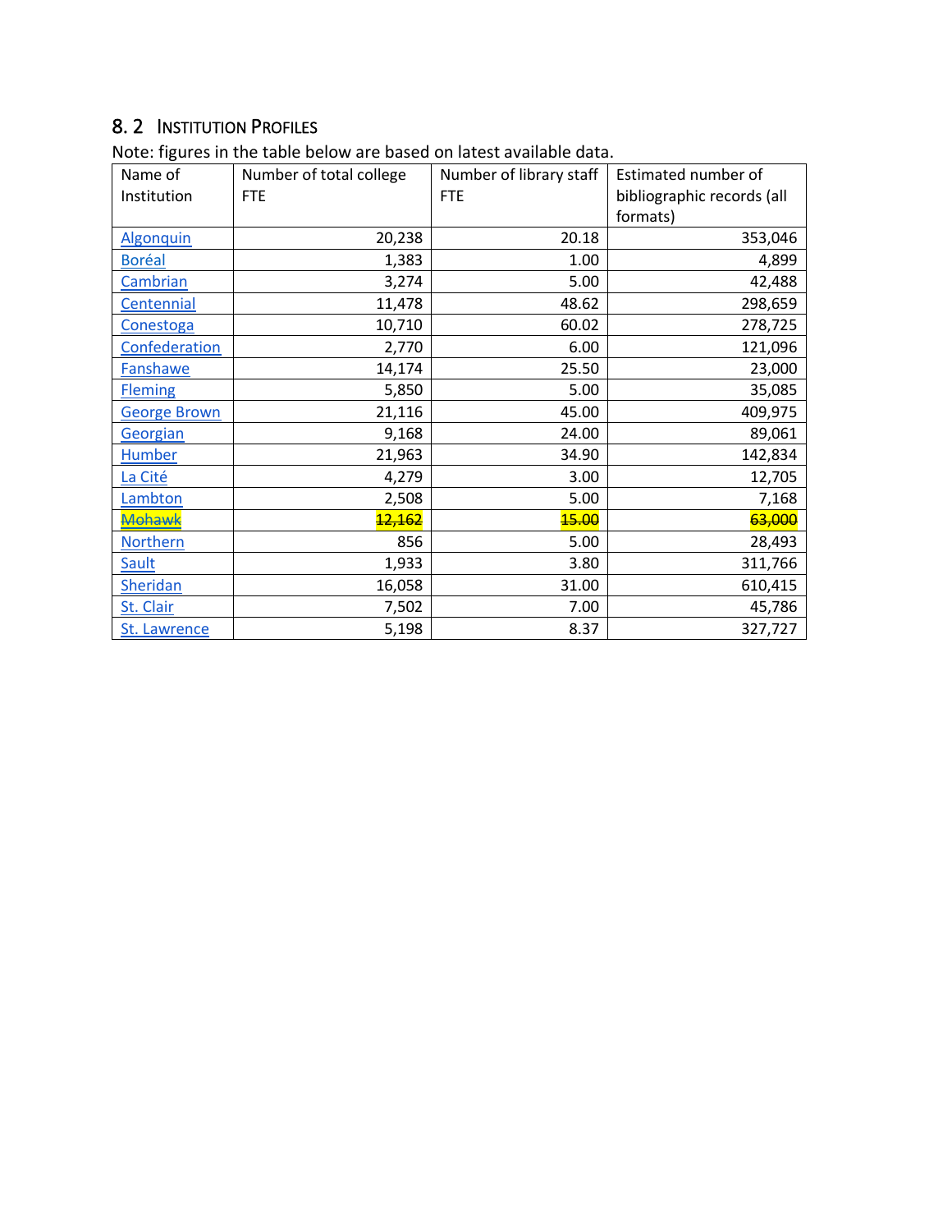## 8.2 Institution Profiles

Note: figures in the table below are based on latest available data.

| Name of Institution | Number of total college FTE | Number of library staff FTE | Estimated number of bibliographic records (all formats) |
|---|---|---|---|
| Algonquin | 20,238 | 20.18 | 353,046 |
| Boréal | 1,383 | 1.00 | 4,899 |
| Cambrian | 3,274 | 5.00 | 42,488 |
| Centennial | 11,478 | 48.62 | 298,659 |
| Conestoga | 10,710 | 60.02 | 278,725 |
| Confederation | 2,770 | 6.00 | 121,096 |
| Fanshawe | 14,174 | 25.50 | 23,000 |
| Fleming | 5,850 | 5.00 | 35,085 |
| George Brown | 21,116 | 45.00 | 409,975 |
| Georgian | 9,168 | 24.00 | 89,061 |
| Humber | 21,963 | 34.90 | 142,834 |
| La Cité | 4,279 | 3.00 | 12,705 |
| Lambton | 2,508 | 5.00 | 7,168 |
| ~~Mohawk~~ | ~~12,162~~ | ~~15.00~~ | ~~63,000~~ |
| Northern | 856 | 5.00 | 28,493 |
| Sault | 1,933 | 3.80 | 311,766 |
| Sheridan | 16,058 | 31.00 | 610,415 |
| St. Clair | 7,502 | 7.00 | 45,786 |
| St. Lawrence | 5,198 | 8.37 | 327,727 |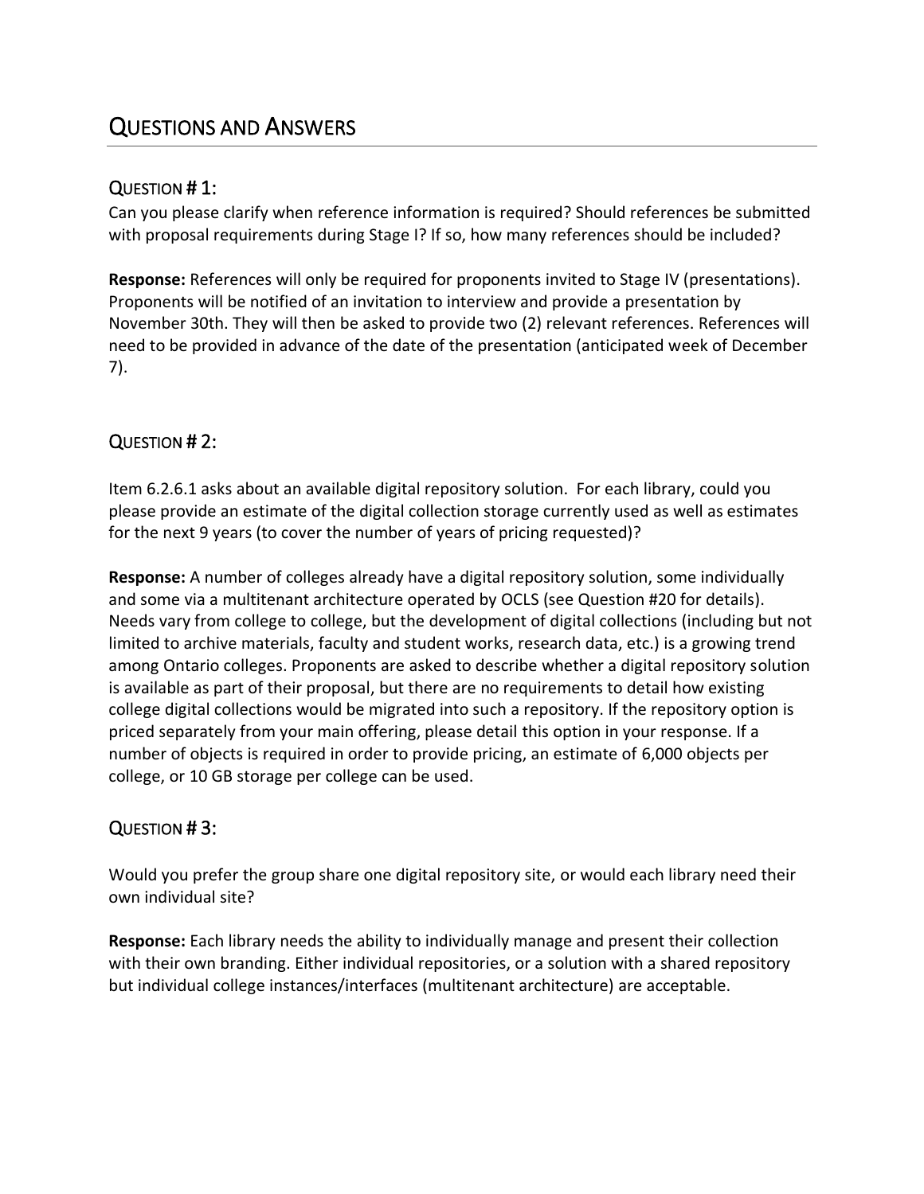# Questions and Answers

## Question # 1:

Can you please clarify when reference information is required? Should references be submitted with proposal requirements during Stage I? If so, how many references should be included?

**Response:** References will only be required for proponents invited to Stage IV (presentations). Proponents will be notified of an invitation to interview and provide a presentation by November 30th. They will then be asked to provide two (2) relevant references. References will need to be provided in advance of the date of the presentation (anticipated week of December 7).

## Question # 2:

Item 6.2.6.1 asks about an available digital repository solution. For each library, could you please provide an estimate of the digital collection storage currently used as well as estimates for the next 9 years (to cover the number of years of pricing requested)?

**Response:** A number of colleges already have a digital repository solution, some individually and some via a multitenant architecture operated by OCLS (see Question #20 for details). Needs vary from college to college, but the development of digital collections (including but not limited to archive materials, faculty and student works, research data, etc.) is a growing trend among Ontario colleges. Proponents are asked to describe whether a digital repository solution is available as part of their proposal, but there are no requirements to detail how existing college digital collections would be migrated into such a repository. If the repository option is priced separately from your main offering, please detail this option in your response. If a number of objects is required in order to provide pricing, an estimate of 6,000 objects per college, or 10 GB storage per college can be used.

## Question # 3:

Would you prefer the group share one digital repository site, or would each library need their own individual site?

**Response:** Each library needs the ability to individually manage and present their collection with their own branding. Either individual repositories, or a solution with a shared repository but individual college instances/interfaces (multitenant architecture) are acceptable.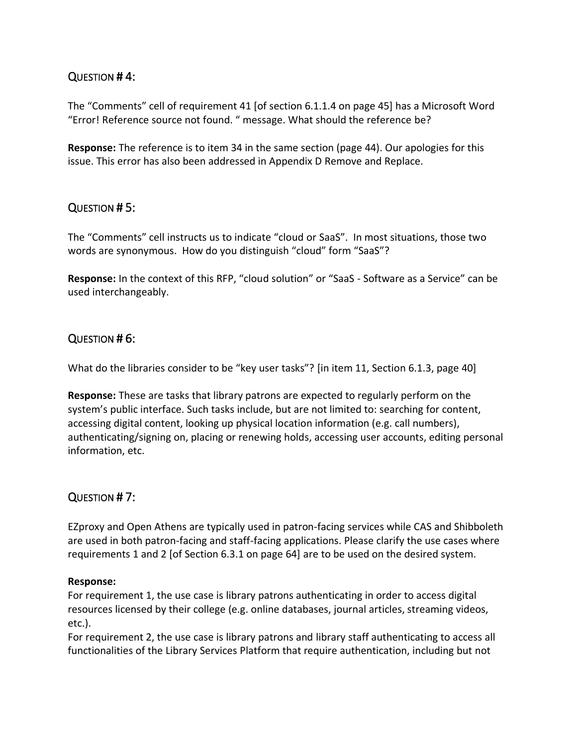## QUESTION # 4:

The “Comments” cell of requirement 41 [of section 6.1.1.4 on page 45] has a Microsoft Word “Error! Reference source not found. “ message. What should the reference be?

**Response:** The reference is to item 34 in the same section (page 44). Our apologies for this issue. This error has also been addressed in Appendix D Remove and Replace.

## QUESTION # 5:

The “Comments” cell instructs us to indicate “cloud or SaaS”. In most situations, those two words are synonymous. How do you distinguish “cloud” form “SaaS”?

**Response:** In the context of this RFP, “cloud solution” or “SaaS - Software as a Service” can be used interchangeably.

## QUESTION # 6:

What do the libraries consider to be “key user tasks”? [in item 11, Section 6.1.3, page 40]

**Response:** These are tasks that library patrons are expected to regularly perform on the system’s public interface. Such tasks include, but are not limited to: searching for content, accessing digital content, looking up physical location information (e.g. call numbers), authenticating/signing on, placing or renewing holds, accessing user accounts, editing personal information, etc.

## QUESTION # 7:

EZproxy and Open Athens are typically used in patron-facing services while CAS and Shibboleth are used in both patron-facing and staff-facing applications. Please clarify the use cases where requirements 1 and 2 [of Section 6.3.1 on page 64] are to be used on the desired system.

**Response:**
For requirement 1, the use case is library patrons authenticating in order to access digital resources licensed by their college (e.g. online databases, journal articles, streaming videos, etc.).
For requirement 2, the use case is library patrons and library staff authenticating to access all functionalities of the Library Services Platform that require authentication, including but not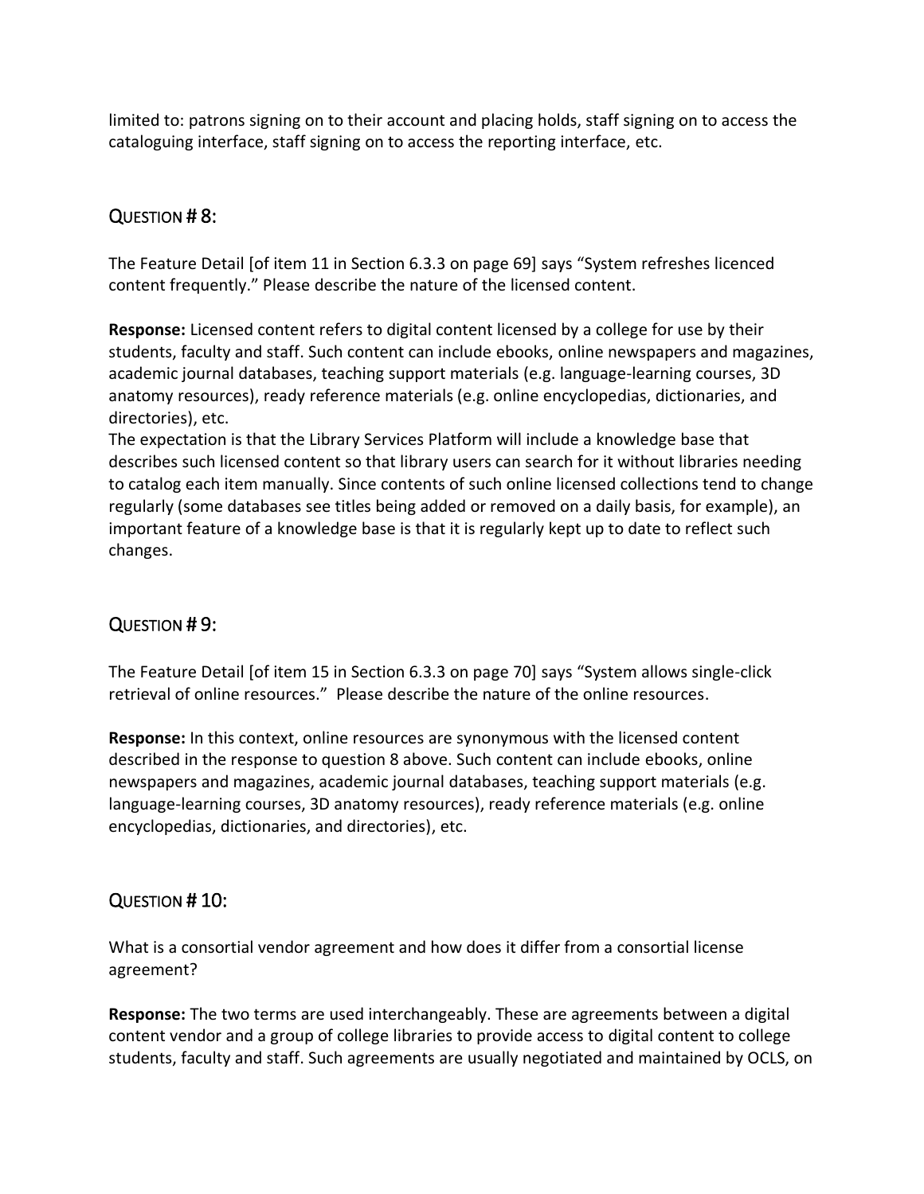limited to: patrons signing on to their account and placing holds, staff signing on to access the cataloguing interface, staff signing on to access the reporting interface, etc.

## Question # 8:

The Feature Detail [of item 11 in Section 6.3.3 on page 69] says "System refreshes licenced content frequently." Please describe the nature of the licensed content.

**Response:** Licensed content refers to digital content licensed by a college for use by their students, faculty and staff. Such content can include ebooks, online newspapers and magazines, academic journal databases, teaching support materials (e.g. language-learning courses, 3D anatomy resources), ready reference materials (e.g. online encyclopedias, dictionaries, and directories), etc.

The expectation is that the Library Services Platform will include a knowledge base that describes such licensed content so that library users can search for it without libraries needing to catalog each item manually. Since contents of such online licensed collections tend to change regularly (some databases see titles being added or removed on a daily basis, for example), an important feature of a knowledge base is that it is regularly kept up to date to reflect such changes.

## Question # 9:

The Feature Detail [of item 15 in Section 6.3.3 on page 70] says "System allows single-click retrieval of online resources." Please describe the nature of the online resources.

**Response:** In this context, online resources are synonymous with the licensed content described in the response to question 8 above. Such content can include ebooks, online newspapers and magazines, academic journal databases, teaching support materials (e.g. language-learning courses, 3D anatomy resources), ready reference materials (e.g. online encyclopedias, dictionaries, and directories), etc.

## Question # 10:

What is a consortial vendor agreement and how does it differ from a consortial license agreement?

**Response:** The two terms are used interchangeably. These are agreements between a digital content vendor and a group of college libraries to provide access to digital content to college students, faculty and staff. Such agreements are usually negotiated and maintained by OCLS, on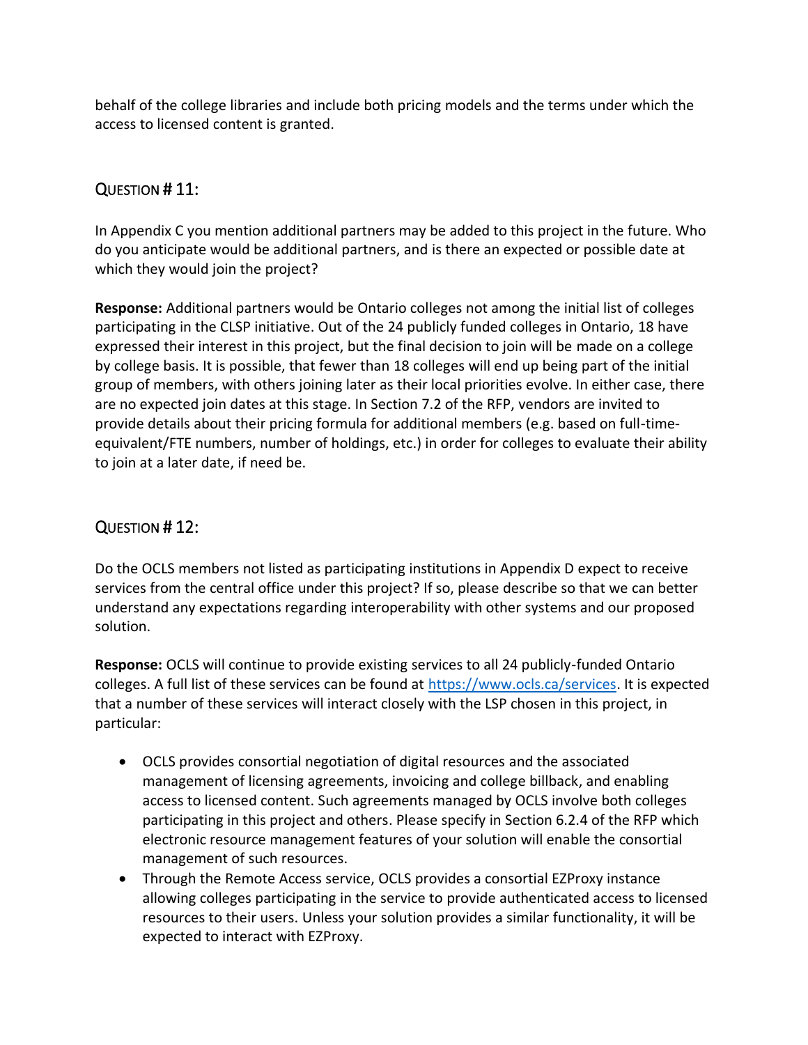behalf of the college libraries and include both pricing models and the terms under which the access to licensed content is granted.

## Question # 11:

In Appendix C you mention additional partners may be added to this project in the future. Who do you anticipate would be additional partners, and is there an expected or possible date at which they would join the project?

**Response:** Additional partners would be Ontario colleges not among the initial list of colleges participating in the CLSP initiative. Out of the 24 publicly funded colleges in Ontario, 18 have expressed their interest in this project, but the final decision to join will be made on a college by college basis. It is possible, that fewer than 18 colleges will end up being part of the initial group of members, with others joining later as their local priorities evolve. In either case, there are no expected join dates at this stage. In Section 7.2 of the RFP, vendors are invited to provide details about their pricing formula for additional members (e.g. based on full-time-equivalent/FTE numbers, number of holdings, etc.) in order for colleges to evaluate their ability to join at a later date, if need be.

## Question # 12:

Do the OCLS members not listed as participating institutions in Appendix D expect to receive services from the central office under this project? If so, please describe so that we can better understand any expectations regarding interoperability with other systems and our proposed solution.

**Response:** OCLS will continue to provide existing services to all 24 publicly-funded Ontario colleges. A full list of these services can be found at [https://www.ocls.ca/services](https://www.ocls.ca/services). It is expected that a number of these services will interact closely with the LSP chosen in this project, in particular:

- OCLS provides consortial negotiation of digital resources and the associated management of licensing agreements, invoicing and college billback, and enabling access to licensed content. Such agreements managed by OCLS involve both colleges participating in this project and others. Please specify in Section 6.2.4 of the RFP which electronic resource management features of your solution will enable the consortial management of such resources.
- Through the Remote Access service, OCLS provides a consortial EZProxy instance allowing colleges participating in the service to provide authenticated access to licensed resources to their users. Unless your solution provides a similar functionality, it will be expected to interact with EZProxy.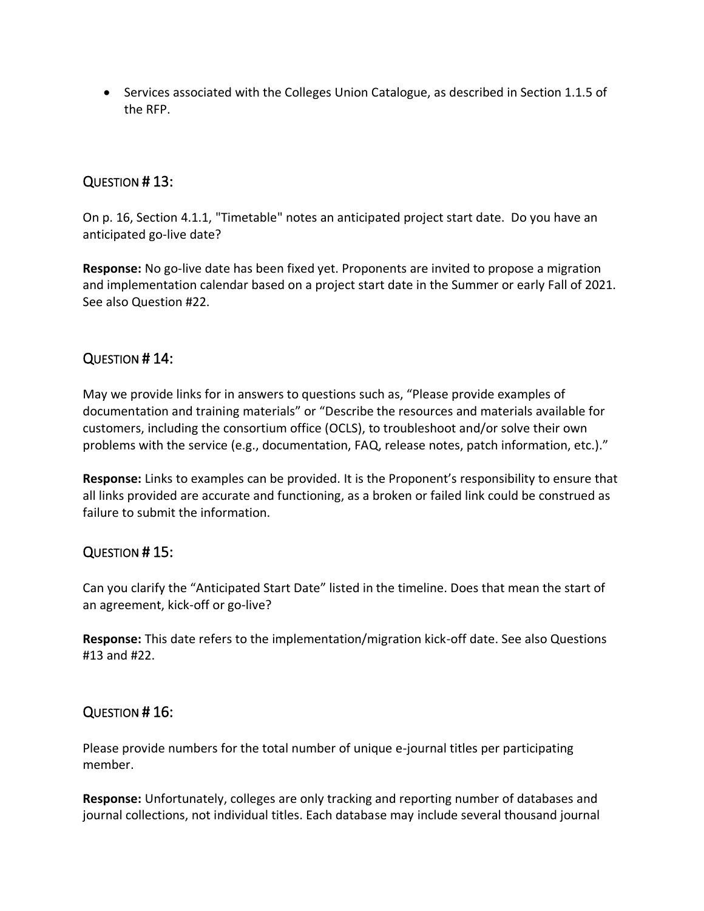- Services associated with the Colleges Union Catalogue, as described in Section 1.1.5 of the RFP.

## QUESTION # 13:

On p. 16, Section 4.1.1, "Timetable" notes an anticipated project start date. Do you have an anticipated go-live date?

**Response:** No go-live date has been fixed yet. Proponents are invited to propose a migration and implementation calendar based on a project start date in the Summer or early Fall of 2021. See also Question #22.

## QUESTION # 14:

May we provide links for in answers to questions such as, "Please provide examples of documentation and training materials" or "Describe the resources and materials available for customers, including the consortium office (OCLS), to troubleshoot and/or solve their own problems with the service (e.g., documentation, FAQ, release notes, patch information, etc.)."

**Response:** Links to examples can be provided. It is the Proponent's responsibility to ensure that all links provided are accurate and functioning, as a broken or failed link could be construed as failure to submit the information.

## QUESTION # 15:

Can you clarify the "Anticipated Start Date" listed in the timeline. Does that mean the start of an agreement, kick-off or go-live?

**Response:** This date refers to the implementation/migration kick-off date. See also Questions #13 and #22.

## QUESTION # 16:

Please provide numbers for the total number of unique e-journal titles per participating member.

**Response:** Unfortunately, colleges are only tracking and reporting number of databases and journal collections, not individual titles. Each database may include several thousand journal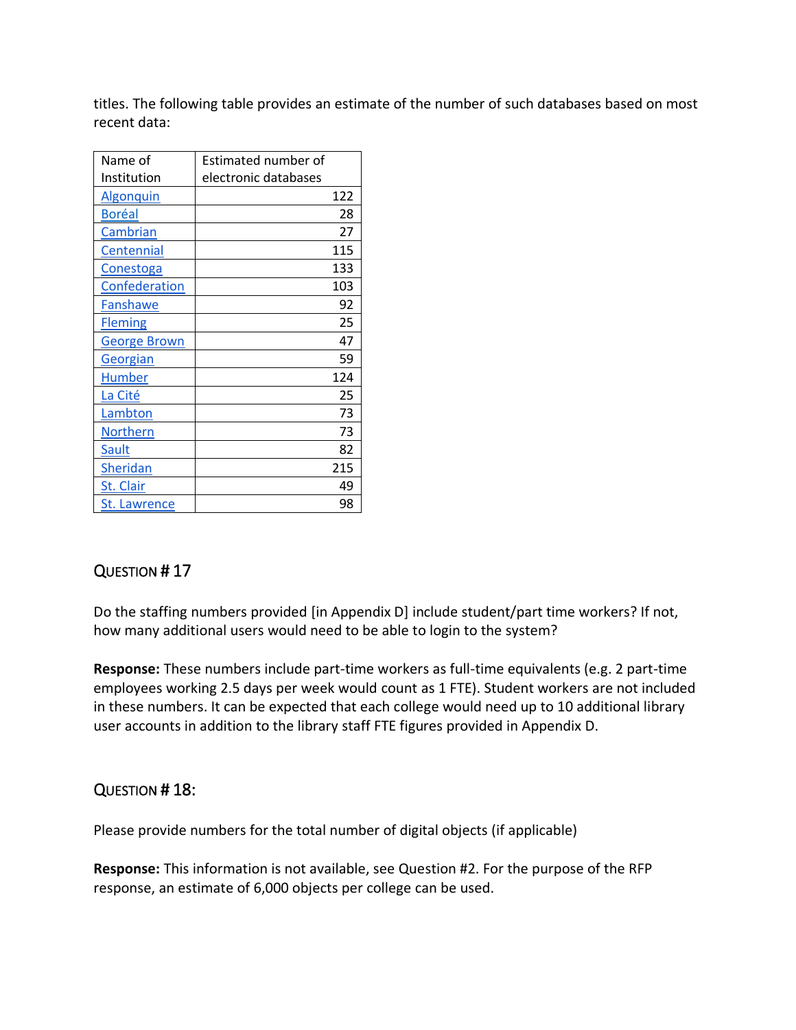titles. The following table provides an estimate of the number of such databases based on most recent data:

| Name of Institution | Estimated number of electronic databases |
|---|---|
| Algonquin | 122 |
| Boréal | 28 |
| Cambrian | 27 |
| Centennial | 115 |
| Conestoga | 133 |
| Confederation | 103 |
| Fanshawe | 92 |
| Fleming | 25 |
| George Brown | 47 |
| Georgian | 59 |
| Humber | 124 |
| La Cité | 25 |
| Lambton | 73 |
| Northern | 73 |
| Sault | 82 |
| Sheridan | 215 |
| St. Clair | 49 |
| St. Lawrence | 98 |

## Question # 17

Do the staffing numbers provided [in Appendix D] include student/part time workers? If not, how many additional users would need to be able to login to the system?

**Response:** These numbers include part-time workers as full-time equivalents (e.g. 2 part-time employees working 2.5 days per week would count as 1 FTE). Student workers are not included in these numbers. It can be expected that each college would need up to 10 additional library user accounts in addition to the library staff FTE figures provided in Appendix D.

## Question # 18:

Please provide numbers for the total number of digital objects (if applicable)

**Response:** This information is not available, see Question #2. For the purpose of the RFP response, an estimate of 6,000 objects per college can be used.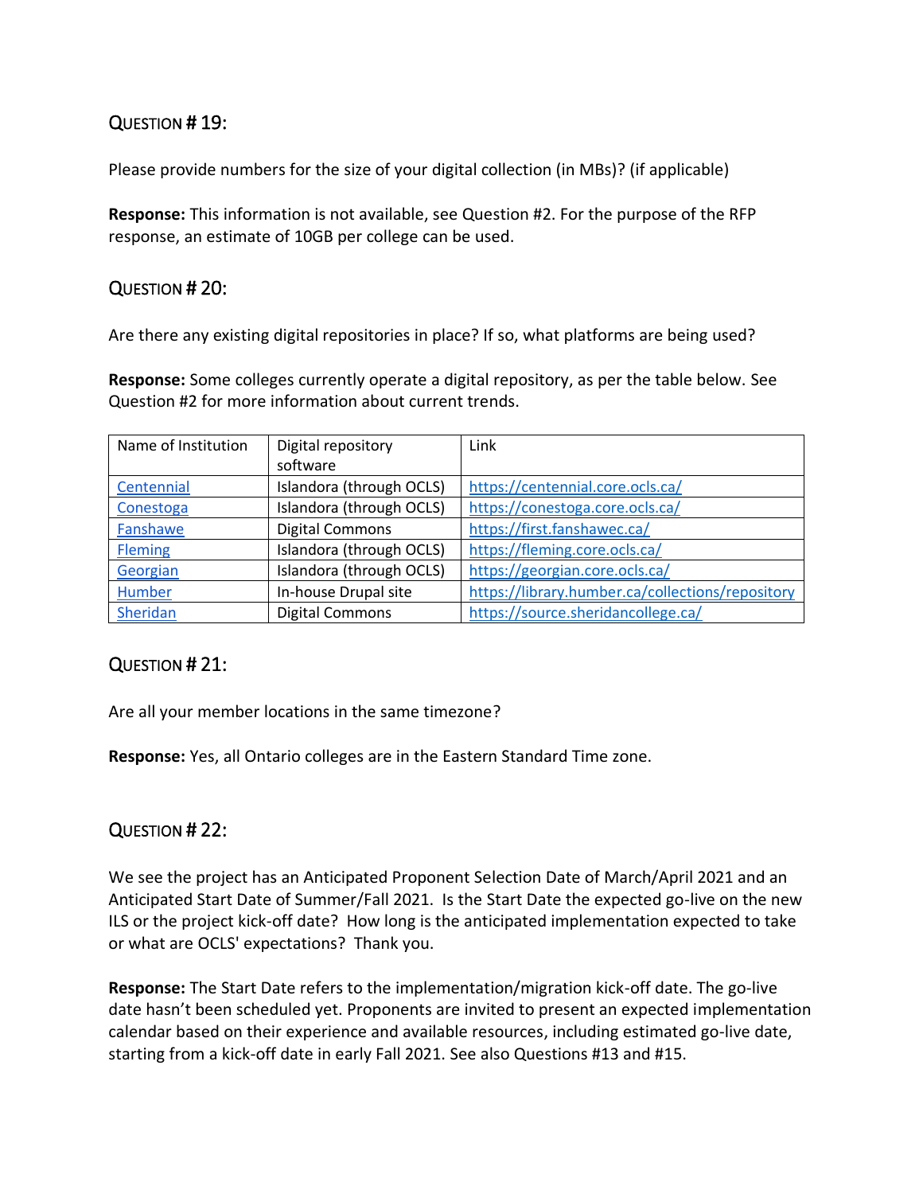## QUESTION # 19:

Please provide numbers for the size of your digital collection (in MBs)? (if applicable)

**Response:** This information is not available, see Question #2. For the purpose of the RFP response, an estimate of 10GB per college can be used.

## QUESTION # 20:

Are there any existing digital repositories in place? If so, what platforms are being used?

**Response:** Some colleges currently operate a digital repository, as per the table below. See Question #2 for more information about current trends.

| Name of Institution | Digital repository software | Link |
|---|---|---|
| Centennial | Islandora (through OCLS) | https://centennial.core.ocls.ca/ |
| Conestoga | Islandora (through OCLS) | https://conestoga.core.ocls.ca/ |
| Fanshawe | Digital Commons | https://first.fanshawec.ca/ |
| Fleming | Islandora (through OCLS) | https://fleming.core.ocls.ca/ |
| Georgian | Islandora (through OCLS) | https://georgian.core.ocls.ca/ |
| Humber | In-house Drupal site | https://library.humber.ca/collections/repository |
| Sheridan | Digital Commons | https://source.sheridancollege.ca/ |

## QUESTION # 21:

Are all your member locations in the same timezone?

**Response:** Yes, all Ontario colleges are in the Eastern Standard Time zone.

## QUESTION # 22:

We see the project has an Anticipated Proponent Selection Date of March/April 2021 and an Anticipated Start Date of Summer/Fall 2021. Is the Start Date the expected go-live on the new ILS or the project kick-off date? How long is the anticipated implementation expected to take or what are OCLS' expectations? Thank you.

**Response:** The Start Date refers to the implementation/migration kick-off date. The go-live date hasn't been scheduled yet. Proponents are invited to present an expected implementation calendar based on their experience and available resources, including estimated go-live date, starting from a kick-off date in early Fall 2021. See also Questions #13 and #15.